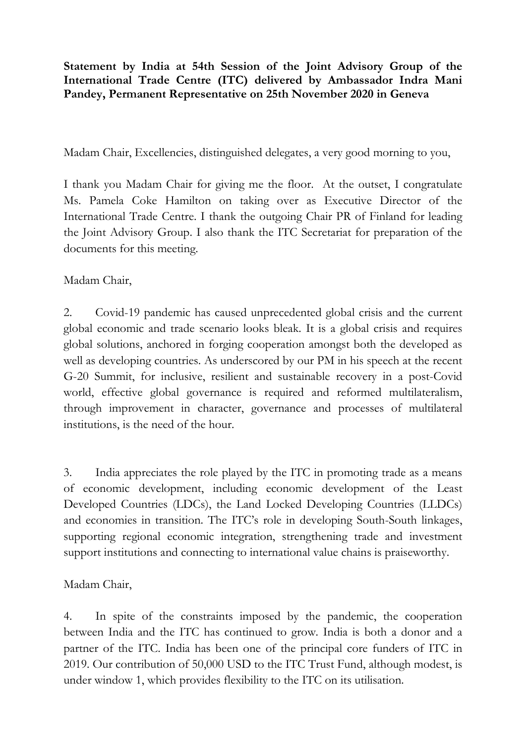**Statement by India at 54th Session of the Joint Advisory Group of the International Trade Centre (ITC) delivered by Ambassador Indra Mani Pandey, Permanent Representative on 25th November 2020 in Geneva**

Madam Chair, Excellencies, distinguished delegates, a very good morning to you,

I thank you Madam Chair for giving me the floor. At the outset, I congratulate Ms. Pamela Coke Hamilton on taking over as Executive Director of the International Trade Centre. I thank the outgoing Chair PR of Finland for leading the Joint Advisory Group. I also thank the ITC Secretariat for preparation of the documents for this meeting.

Madam Chair,

2. Covid-19 pandemic has caused unprecedented global crisis and the current global economic and trade scenario looks bleak. It is a global crisis and requires global solutions, anchored in forging cooperation amongst both the developed as well as developing countries. As underscored by our PM in his speech at the recent G-20 Summit, for inclusive, resilient and sustainable recovery in a post-Covid world, effective global governance is required and reformed multilateralism, through improvement in character, governance and processes of multilateral institutions, is the need of the hour.

3. India appreciates the role played by the ITC in promoting trade as a means of economic development, including economic development of the Least Developed Countries (LDCs), the Land Locked Developing Countries (LLDCs) and economies in transition. The ITC's role in developing South-South linkages, supporting regional economic integration, strengthening trade and investment support institutions and connecting to international value chains is praiseworthy.

Madam Chair,

4. In spite of the constraints imposed by the pandemic, the cooperation between India and the ITC has continued to grow. India is both a donor and a partner of the ITC. India has been one of the principal core funders of ITC in 2019. Our contribution of 50,000 USD to the ITC Trust Fund, although modest, is under window 1, which provides flexibility to the ITC on its utilisation.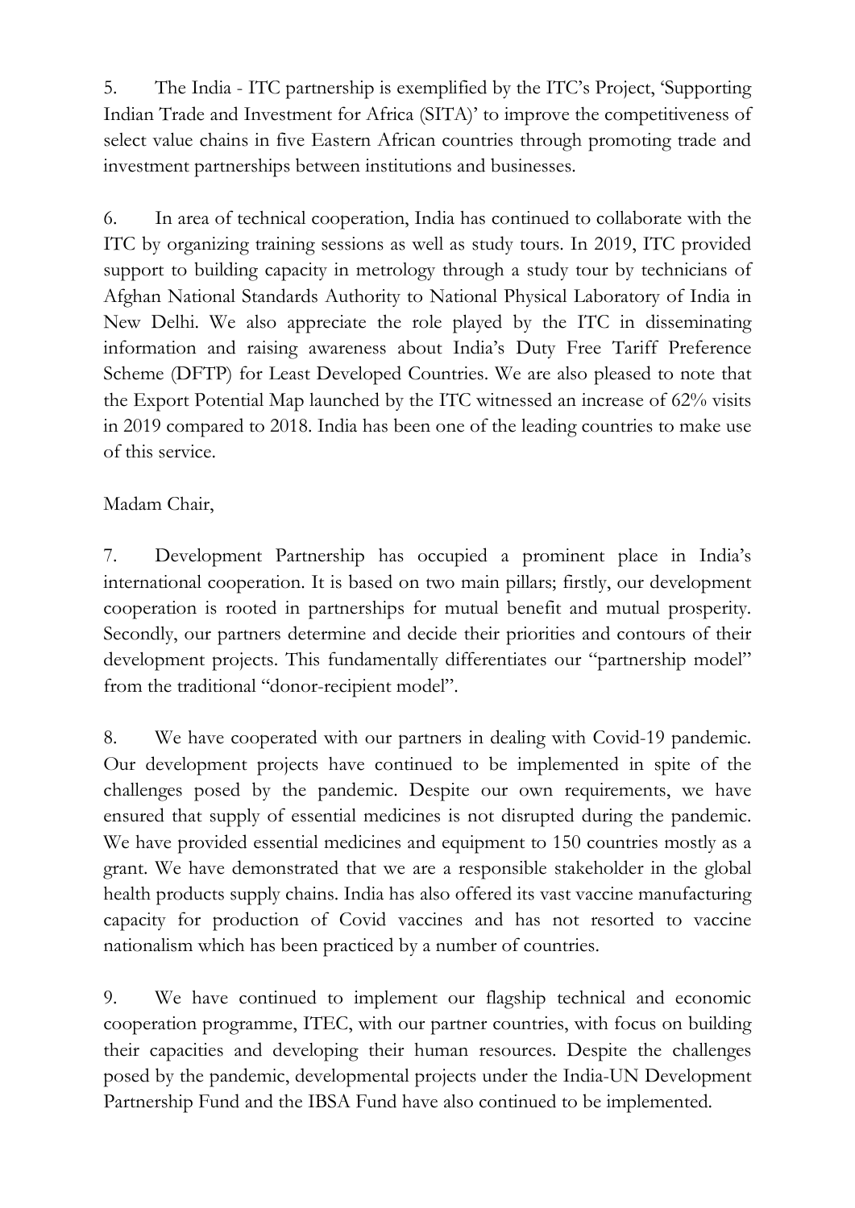5. The India - ITC partnership is exemplified by the ITC's Project, 'Supporting Indian Trade and Investment for Africa (SITA)' to improve the competitiveness of select value chains in five Eastern African countries through promoting trade and investment partnerships between institutions and businesses.

6. In area of technical cooperation, India has continued to collaborate with the ITC by organizing training sessions as well as study tours. In 2019, ITC provided support to building capacity in metrology through a study tour by technicians of Afghan National Standards Authority to National Physical Laboratory of India in New Delhi. We also appreciate the role played by the ITC in disseminating information and raising awareness about India's Duty Free Tariff Preference Scheme (DFTP) for Least Developed Countries. We are also pleased to note that the Export Potential Map launched by the ITC witnessed an increase of 62% visits in 2019 compared to 2018. India has been one of the leading countries to make use of this service.

Madam Chair,

7. Development Partnership has occupied a prominent place in India's international cooperation. It is based on two main pillars; firstly, our development cooperation is rooted in partnerships for mutual benefit and mutual prosperity. Secondly, our partners determine and decide their priorities and contours of their development projects. This fundamentally differentiates our "partnership model" from the traditional "donor-recipient model".

8. We have cooperated with our partners in dealing with Covid-19 pandemic. Our development projects have continued to be implemented in spite of the challenges posed by the pandemic. Despite our own requirements, we have ensured that supply of essential medicines is not disrupted during the pandemic. We have provided essential medicines and equipment to 150 countries mostly as a grant. We have demonstrated that we are a responsible stakeholder in the global health products supply chains. India has also offered its vast vaccine manufacturing capacity for production of Covid vaccines and has not resorted to vaccine nationalism which has been practiced by a number of countries.

9. We have continued to implement our flagship technical and economic cooperation programme, ITEC, with our partner countries, with focus on building their capacities and developing their human resources. Despite the challenges posed by the pandemic, developmental projects under the India-UN Development Partnership Fund and the IBSA Fund have also continued to be implemented.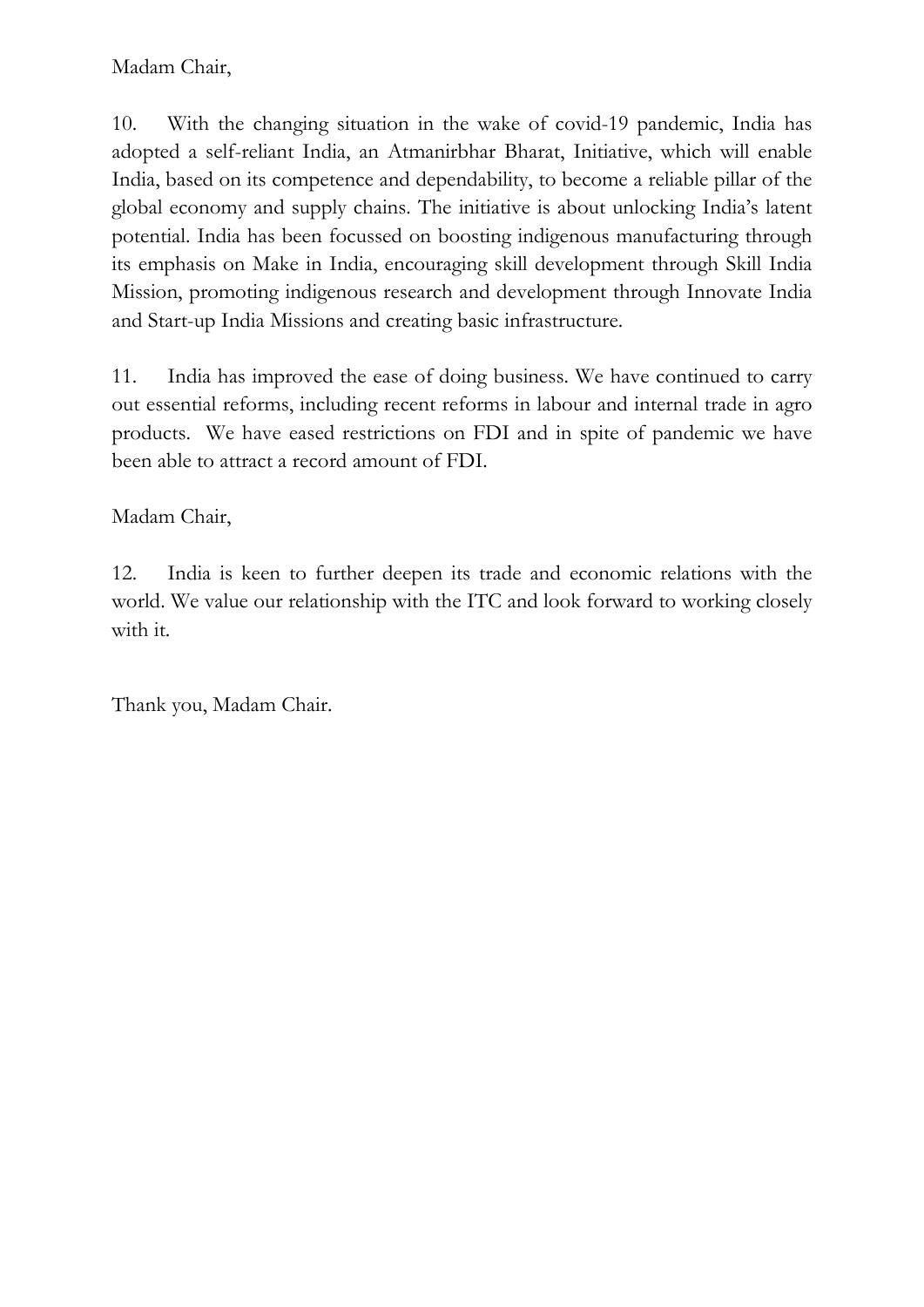Madam Chair,

10. With the changing situation in the wake of covid-19 pandemic, India has adopted a self-reliant India, an Atmanirbhar Bharat, Initiative, which will enable India, based on its competence and dependability, to become a reliable pillar of the global economy and supply chains. The initiative is about unlocking India's latent potential. India has been focussed on boosting indigenous manufacturing through its emphasis on Make in India, encouraging skill development through Skill India Mission, promoting indigenous research and development through Innovate India and Start-up India Missions and creating basic infrastructure.

11. India has improved the ease of doing business. We have continued to carry out essential reforms, including recent reforms in labour and internal trade in agro products. We have eased restrictions on FDI and in spite of pandemic we have been able to attract a record amount of FDI.

Madam Chair,

12. India is keen to further deepen its trade and economic relations with the world. We value our relationship with the ITC and look forward to working closely with it.

Thank you, Madam Chair.